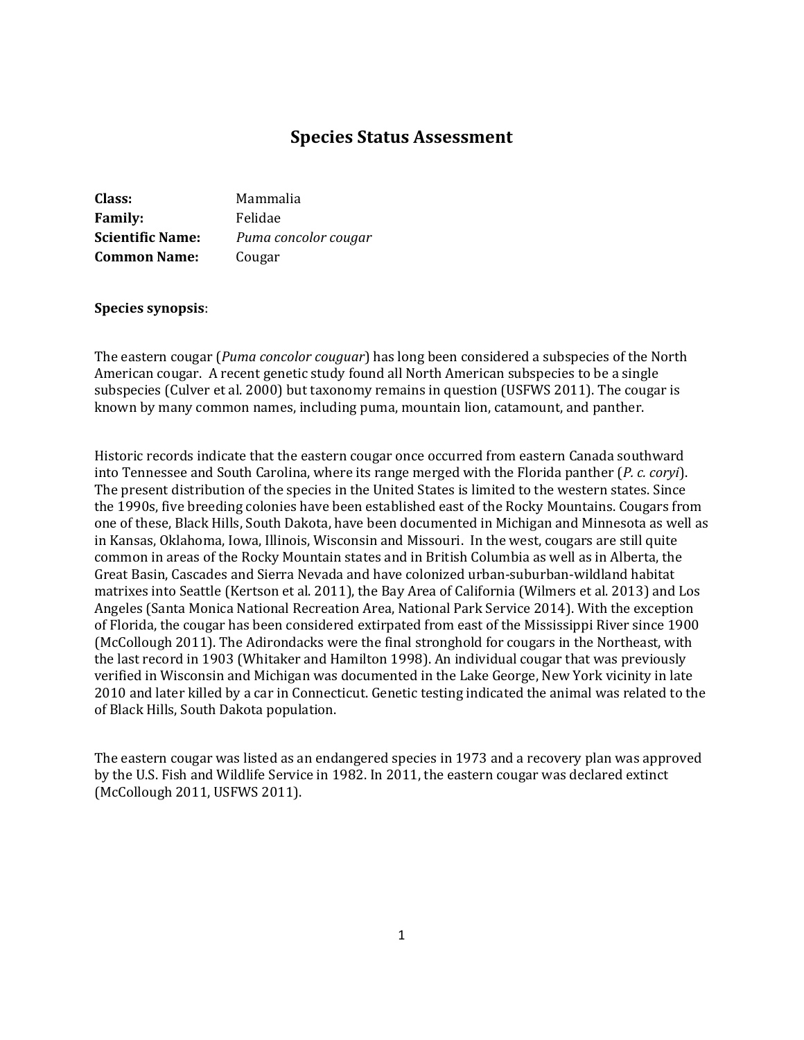# Species Status Assessment

**Class:** Mammalia
**Family:** Felidae
**Scientific Name:** *Puma concolor cougar*
**Common Name:** Cougar

**Species synopsis**:

The eastern cougar (*Puma concolor couguar*) has long been considered a subspecies of the North American cougar. A recent genetic study found all North American subspecies to be a single subspecies (Culver et al. 2000) but taxonomy remains in question (USFWS 2011). The cougar is known by many common names, including puma, mountain lion, catamount, and panther.

Historic records indicate that the eastern cougar once occurred from eastern Canada southward into Tennessee and South Carolina, where its range merged with the Florida panther (*P. c. coryi*). The present distribution of the species in the United States is limited to the western states. Since the 1990s, five breeding colonies have been established east of the Rocky Mountains. Cougars from one of these, Black Hills, South Dakota, have been documented in Michigan and Minnesota as well as in Kansas, Oklahoma, Iowa, Illinois, Wisconsin and Missouri. In the west, cougars are still quite common in areas of the Rocky Mountain states and in British Columbia as well as in Alberta, the Great Basin, Cascades and Sierra Nevada and have colonized urban-suburban-wildland habitat matrixes into Seattle (Kertson et al. 2011), the Bay Area of California (Wilmers et al. 2013) and Los Angeles (Santa Monica National Recreation Area, National Park Service 2014). With the exception of Florida, the cougar has been considered extirpated from east of the Mississippi River since 1900 (McCollough 2011). The Adirondacks were the final stronghold for cougars in the Northeast, with the last record in 1903 (Whitaker and Hamilton 1998). An individual cougar that was previously verified in Wisconsin and Michigan was documented in the Lake George, New York vicinity in late 2010 and later killed by a car in Connecticut. Genetic testing indicated the animal was related to the of Black Hills, South Dakota population.

The eastern cougar was listed as an endangered species in 1973 and a recovery plan was approved by the U.S. Fish and Wildlife Service in 1982. In 2011, the eastern cougar was declared extinct (McCollough 2011, USFWS 2011).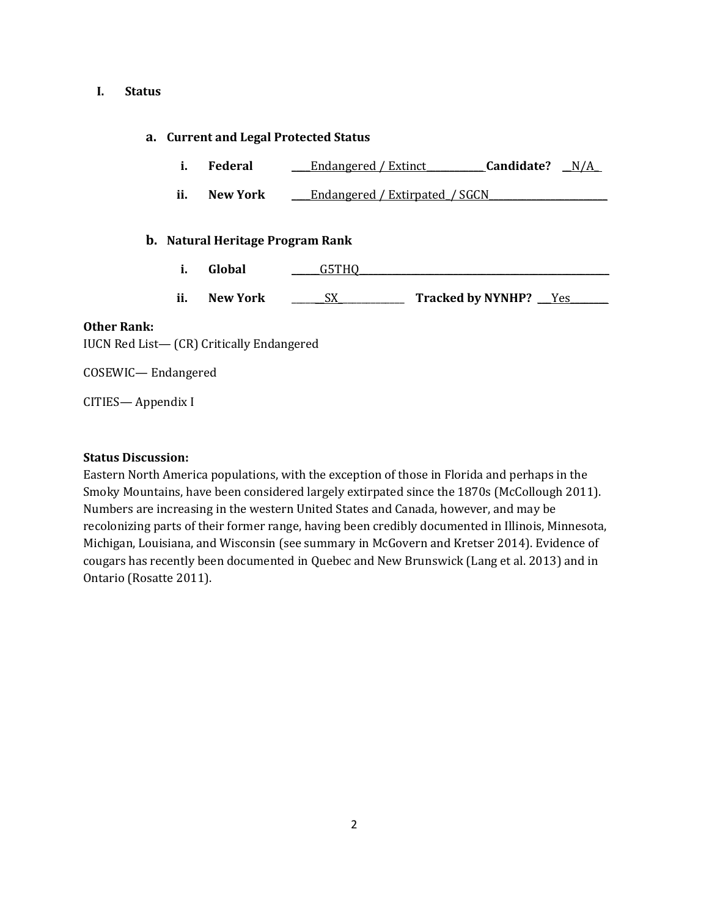# I. Status

## a. Current and Legal Protected Status

i. **Federal** Endangered / Extinct **Candidate?** N/A

ii. **New York** Endangered / Extirpated / SGCN

## b. Natural Heritage Program Rank

i. **Global** G5THQ

ii. **New York** SX **Tracked by NYNHP?** Yes

**Other Rank:**

IUCN Red List— (CR) Critically Endangered

COSEWIC— Endangered

CITIES— Appendix I

**Status Discussion:**

Eastern North America populations, with the exception of those in Florida and perhaps in the Smoky Mountains, have been considered largely extirpated since the 1870s (McCollough 2011). Numbers are increasing in the western United States and Canada, however, and may be recolonizing parts of their former range, having been credibly documented in Illinois, Minnesota, Michigan, Louisiana, and Wisconsin (see summary in McGovern and Kretser 2014). Evidence of cougars has recently been documented in Quebec and New Brunswick (Lang et al. 2013) and in Ontario (Rosatte 2011).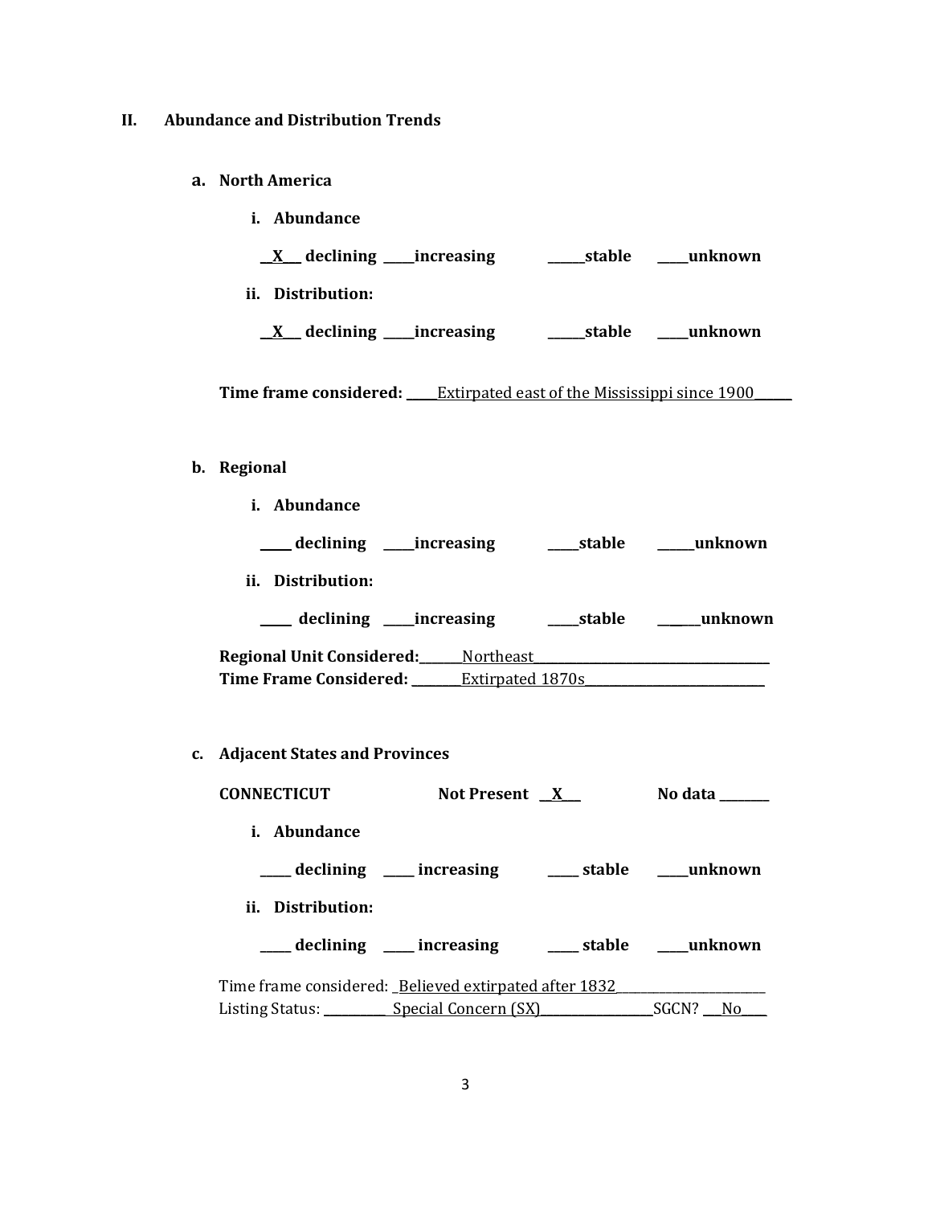## II. Abundance and Distribution Trends

### a. North America

**i. Abundance**

**__X___ declining _____increasing ______stable _____unknown**

**ii. Distribution:**

**__X___ declining _____increasing ______stable _____unknown**

**Time frame considered:** _____Extirpated east of the Mississippi since 1900______

### b. Regional

**i. Abundance**

**_____ declining _____increasing _____stable ______unknown**

**ii. Distribution:**

**_____ declining _____increasing _____stable ______unknown**

**Regional Unit Considered:**_______Northeast______________________________________
**Time Frame Considered:** _________Extirpated 1870s_____________________________

### c. Adjacent States and Provinces

**CONNECTICUT** **Not Present __X___** **No data ________**

**i. Abundance**

**_____ declining _____ increasing _____ stable _____unknown**

**ii. Distribution:**

**_____ declining _____ increasing _____ stable _____unknown**

Time frame considered: _Believed extirpated after 1832________________________
Listing Status: ___________ Special Concern (SX)___________________SGCN? ___No_____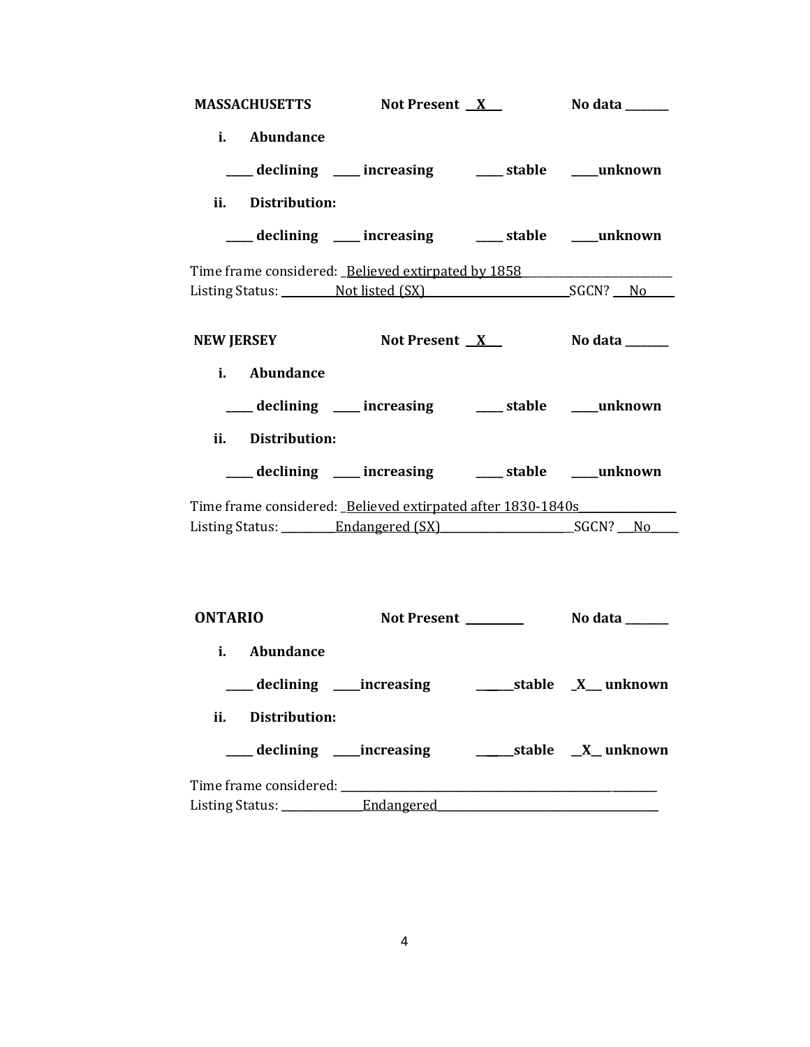**MASSACHUSETTS** **Not Present \_\_X\_\_** **No data \_\_\_\_\_\_\_**

**i. Abundance**

**\_\_\_\_\_ declining \_\_\_\_\_ increasing \_\_\_\_\_ stable \_\_\_\_\_unknown**

**ii. Distribution:**

**\_\_\_\_\_ declining \_\_\_\_\_ increasing \_\_\_\_\_ stable \_\_\_\_\_unknown**

Time frame considered: \_Believed extirpated by 1858\_\_\_\_\_\_\_\_\_\_\_\_\_\_\_\_\_\_\_\_\_\_\_\_\_

Listing Status: \_\_\_\_\_\_\_\_\_\_Not listed (SX)\_\_\_\_\_\_\_\_\_\_\_\_\_\_\_\_\_\_\_\_\_\_\_\_\_\_SGCN? \_\_No\_\_\_\_\_

**NEW JERSEY** **Not Present \_\_X\_\_** **No data \_\_\_\_\_\_\_**

**i. Abundance**

**\_\_\_\_\_ declining \_\_\_\_\_ increasing \_\_\_\_\_ stable \_\_\_\_\_unknown**

**ii. Distribution:**

**\_\_\_\_\_ declining \_\_\_\_\_ increasing \_\_\_\_\_ stable \_\_\_\_\_unknown**

Time frame considered: \_Believed extirpated after 1830-1840s\_\_\_\_\_\_\_\_\_\_\_\_\_\_\_\_\_

Listing Status: \_\_\_\_\_\_\_\_\_\_Endangered (SX)\_\_\_\_\_\_\_\_\_\_\_\_\_\_\_\_\_\_\_\_\_\_\_\_SGCN? \_\_\_No\_\_\_\_\_

**ONTARIO** **Not Present \_\_\_\_\_\_\_\_\_\_** **No data \_\_\_\_\_\_\_**

**i. Abundance**

**\_\_\_\_\_ declining \_\_\_\_\_increasing \_\_\_\_\_\_stable \_X\_\_ unknown**

**ii. Distribution:**

**\_\_\_\_\_ declining \_\_\_\_\_increasing \_\_\_\_\_\_stable \_\_X\_\_ unknown**

Time frame considered: \_\_\_\_\_\_\_\_\_\_\_\_\_\_\_\_\_\_\_\_\_\_\_\_\_\_\_\_\_\_\_\_\_\_\_\_\_\_\_\_\_\_\_\_\_\_\_\_\_\_\_\_\_\_\_

Listing Status: \_\_\_\_\_\_\_\_\_\_\_\_\_\_\_Endangered\_\_\_\_\_\_\_\_\_\_\_\_\_\_\_\_\_\_\_\_\_\_\_\_\_\_\_\_\_\_\_\_\_\_\_\_\_\_\_\_\_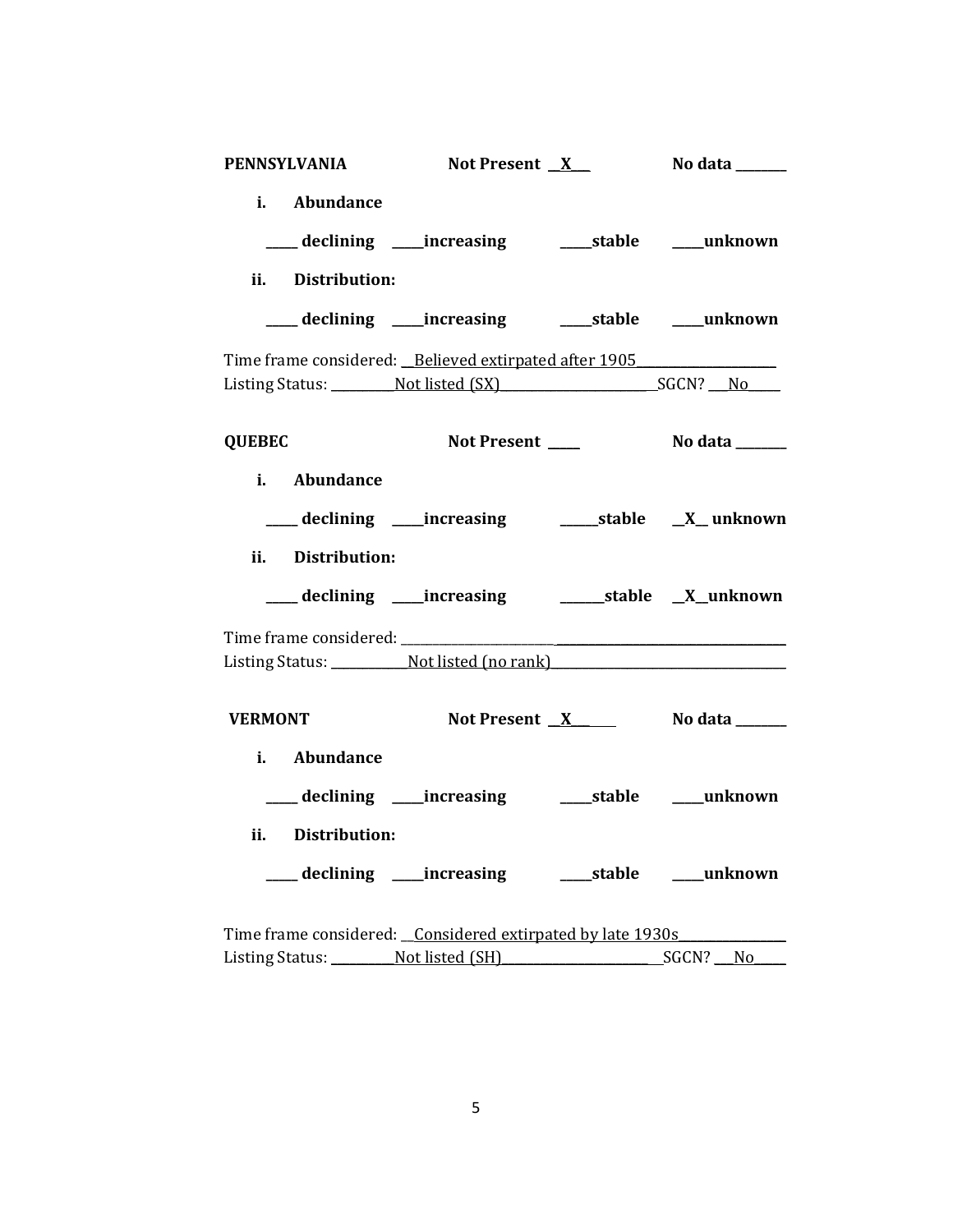**PENNSYLVANIA** **Not Present \_\_X\_\_\_** **No data \_\_\_\_\_\_\_\_**

**i. Abundance**

**\_\_\_\_\_ declining \_\_\_\_\_increasing \_\_\_\_\_stable \_\_\_\_\_unknown**

**ii. Distribution:**

**\_\_\_\_\_ declining \_\_\_\_\_increasing \_\_\_\_\_stable \_\_\_\_\_unknown**

Time frame considered: \_\_Believed extirpated after 1905\_\_\_\_\_\_\_\_\_\_\_\_\_\_\_\_\_\_\_\_\_\_
Listing Status: \_\_\_\_\_\_\_\_\_\_Not listed (SX)\_\_\_\_\_\_\_\_\_\_\_\_\_\_\_\_\_\_\_\_\_\_\_\_\_\_SGCN? \_\_\_No\_\_\_\_\_

**QUEBEC** **Not Present \_\_\_\_\_** **No data \_\_\_\_\_\_\_\_**

**i. Abundance**

**\_\_\_\_\_ declining \_\_\_\_\_increasing \_\_\_\_\_\_stable \_\_X\_\_ unknown**

**ii. Distribution:**

**\_\_\_\_\_ declining \_\_\_\_\_increasing \_\_\_\_\_\_\_stable \_\_X\_\_unknown**

Time frame considered: \_\_\_\_\_\_\_\_\_\_\_\_\_\_\_\_\_\_\_\_\_\_\_\_\_\_\_\_\_\_\_\_\_\_\_\_\_\_\_\_\_\_\_\_\_\_\_\_\_\_\_\_\_\_\_\_\_\_\_\_
Listing Status: \_\_\_\_\_\_\_\_\_\_\_\_Not listed (no rank)\_\_\_\_\_\_\_\_\_\_\_\_\_\_\_\_\_\_\_\_\_\_\_\_\_\_\_\_\_\_\_\_\_\_\_\_\_\_\_

**VERMONT** **Not Present \_\_X\_\_\_\_\_\_** **No data \_\_\_\_\_\_\_\_**

**i. Abundance**

**\_\_\_\_\_ declining \_\_\_\_\_increasing \_\_\_\_\_stable \_\_\_\_\_unknown**

**ii. Distribution:**

**\_\_\_\_\_ declining \_\_\_\_\_increasing \_\_\_\_\_stable \_\_\_\_\_unknown**

Time frame considered: \_\_Considered extirpated by late 1930s\_\_\_\_\_\_\_\_\_\_\_\_\_\_\_\_\_\_
Listing Status: \_\_\_\_\_\_\_\_\_\_Not listed (SH)\_\_\_\_\_\_\_\_\_\_\_\_\_\_\_\_\_\_\_\_\_\_\_\_\_\_\_SGCN? \_\_\_No\_\_\_\_\_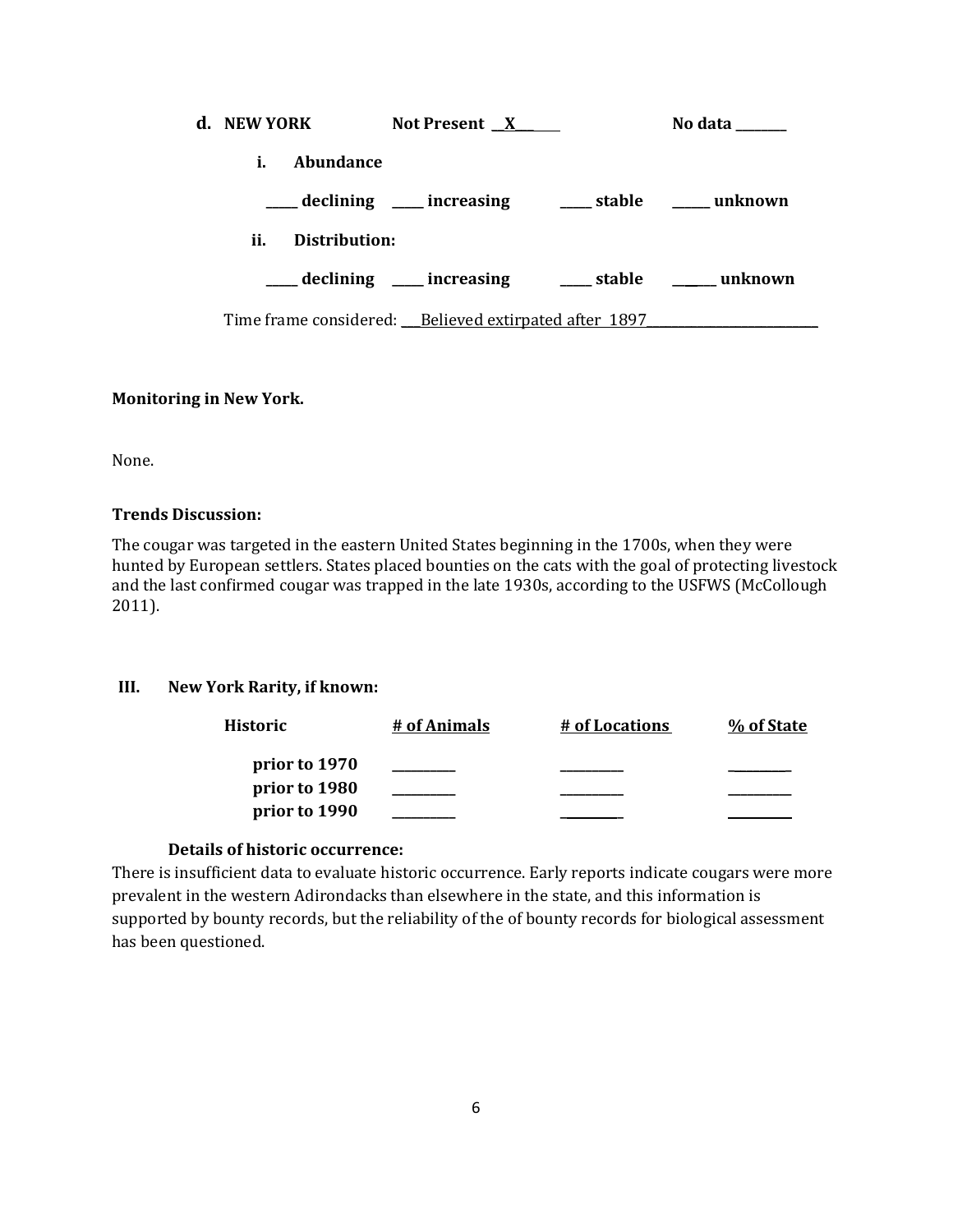**d. NEW YORK** **Not Present \_\_X\_\_\_** **No data \_\_\_\_\_\_\_**

**i. Abundance**

**\_\_\_\_\_ declining \_\_\_\_\_ increasing \_\_\_\_\_ stable \_\_\_\_\_ unknown**

**ii. Distribution:**

**\_\_\_\_\_ declining \_\_\_\_\_ increasing \_\_\_\_\_ stable \_\_\_\_\_ unknown**

Time frame considered: \_\_\_Believed extirpated after 1897\_\_\_\_\_\_\_\_\_\_\_\_\_\_\_\_\_\_\_\_\_\_\_\_\_\_

**Monitoring in New York.**

None.

**Trends Discussion:**

The cougar was targeted in the eastern United States beginning in the 1700s, when they were hunted by European settlers. States placed bounties on the cats with the goal of protecting livestock and the last confirmed cougar was trapped in the late 1930s, according to the USFWS (McCollough 2011).

**III. New York Rarity, if known:**

| Historic | # of Animals | # of Locations | % of State |
|---|---|---|---|
| prior to 1970 | \_\_\_\_\_\_\_\_\_ | \_\_\_\_\_\_\_\_\_ | \_\_\_\_\_\_\_\_\_ |
| prior to 1980 | \_\_\_\_\_\_\_\_\_ | \_\_\_\_\_\_\_\_\_ | \_\_\_\_\_\_\_\_\_ |
| prior to 1990 | \_\_\_\_\_\_\_\_\_ | \_\_\_\_\_\_\_\_\_ | \_\_\_\_\_\_\_\_\_ |

**Details of historic occurrence:**

There is insufficient data to evaluate historic occurrence. Early reports indicate cougars were more prevalent in the western Adirondacks than elsewhere in the state, and this information is supported by bounty records, but the reliability of the of bounty records for biological assessment has been questioned.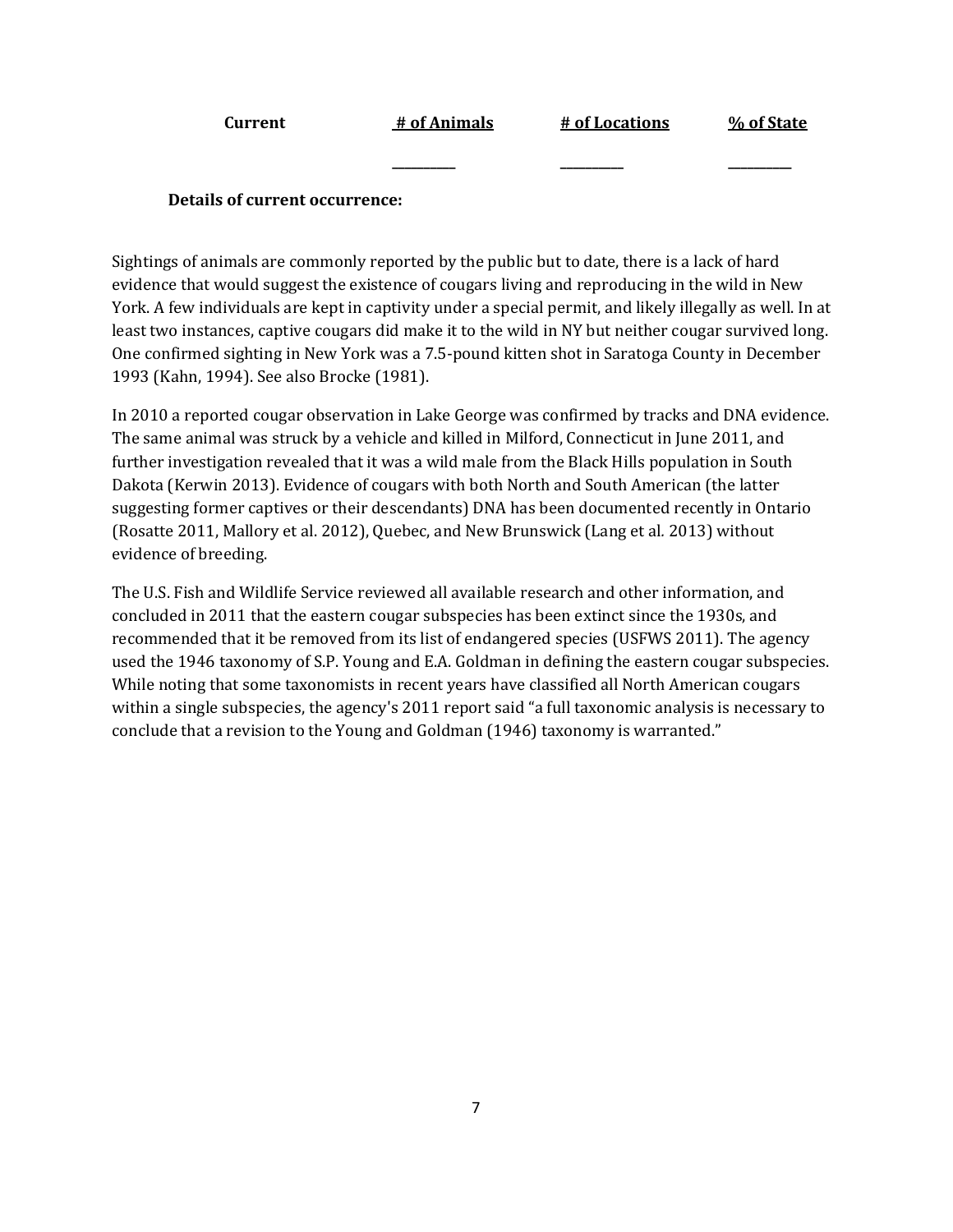| Current | # of Animals | # of Locations | % of State |
|---|---|---|---|
| | _________ | _________ | _________ |

**Details of current occurrence:**

Sightings of animals are commonly reported by the public but to date, there is a lack of hard evidence that would suggest the existence of cougars living and reproducing in the wild in New York. A few individuals are kept in captivity under a special permit, and likely illegally as well. In at least two instances, captive cougars did make it to the wild in NY but neither cougar survived long. One confirmed sighting in New York was a 7.5-pound kitten shot in Saratoga County in December 1993 (Kahn, 1994). See also Brocke (1981).

In 2010 a reported cougar observation in Lake George was confirmed by tracks and DNA evidence. The same animal was struck by a vehicle and killed in Milford, Connecticut in June 2011, and further investigation revealed that it was a wild male from the Black Hills population in South Dakota (Kerwin 2013). Evidence of cougars with both North and South American (the latter suggesting former captives or their descendants) DNA has been documented recently in Ontario (Rosatte 2011, Mallory et al. 2012), Quebec, and New Brunswick (Lang et al*.* 2013) without evidence of breeding.

The U.S. Fish and Wildlife Service reviewed all available research and other information, and concluded in 2011 that the eastern cougar subspecies has been extinct since the 1930s, and recommended that it be removed from its list of endangered species (USFWS 2011). The agency used the 1946 taxonomy of S.P. Young and E.A. Goldman in defining the eastern cougar subspecies. While noting that some taxonomists in recent years have classified all North American cougars within a single subspecies, the agency's 2011 report said "a full taxonomic analysis is necessary to conclude that a revision to the Young and Goldman (1946) taxonomy is warranted."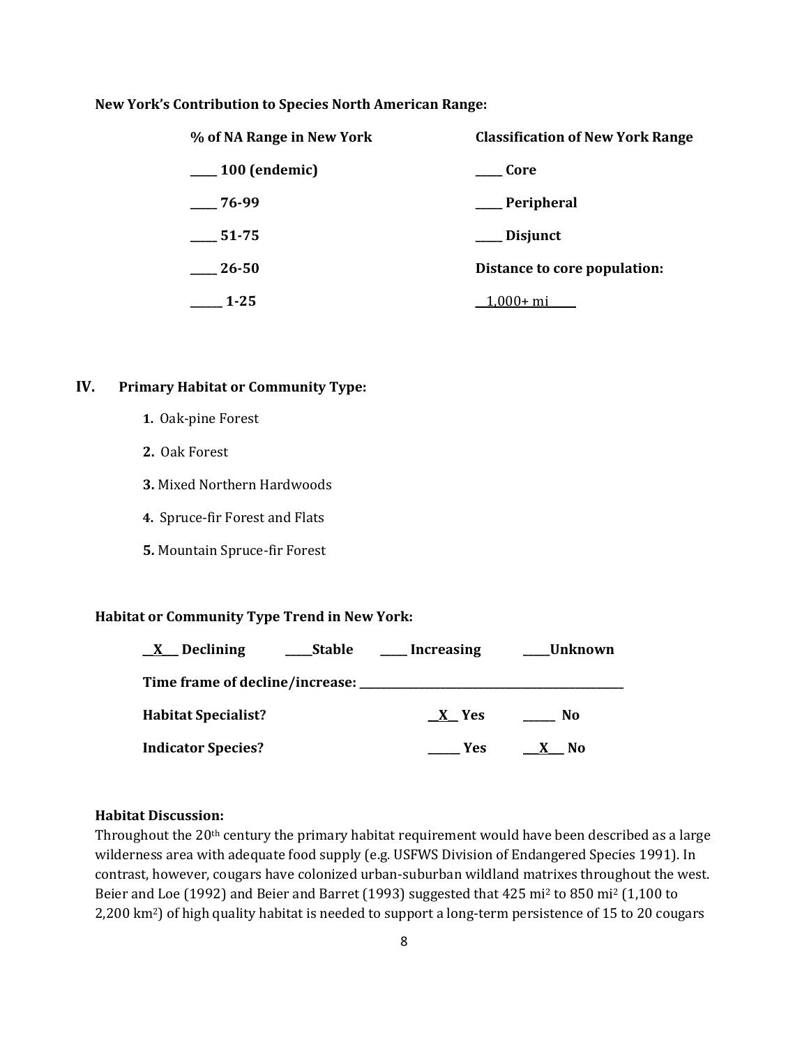**New York's Contribution to Species North American Range:**

| % of NA Range in New York | Classification of New York Range |
|---|---|
| ____ 100 (endemic) | ____ Core |
| ____ 76-99 | ____ Peripheral |
| ____ 51-75 | ____ Disjunct |
| ____ 26-50 | Distance to core population: |
| _____ 1-25 | __1,000+ mi_____ |

## IV. Primary Habitat or Community Type:

1. Oak-pine Forest
2. Oak Forest
3. Mixed Northern Hardwoods
4. Spruce-fir Forest and Flats
5. Mountain Spruce-fir Forest

**Habitat or Community Type Trend in New York:**

**__X__ Declining** **____Stable** **____ Increasing** **____Unknown**

**Time frame of decline/increase: ________________________________________**

**Habitat Specialist?** **__X__ Yes** **_____ No**

**Indicator Species?** **_____ Yes** **__X__ No**

**Habitat Discussion:**

Throughout the 20th century the primary habitat requirement would have been described as a large wilderness area with adequate food supply (e.g. USFWS Division of Endangered Species 1991). In contrast, however, cougars have colonized urban-suburban wildland matrixes throughout the west. Beier and Loe (1992) and Beier and Barret (1993) suggested that 425 $mi^2$ to 850 $mi^2$ (1,100 to 2,200 $km^2$) of high quality habitat is needed to support a long-term persistence of 15 to 20 cougars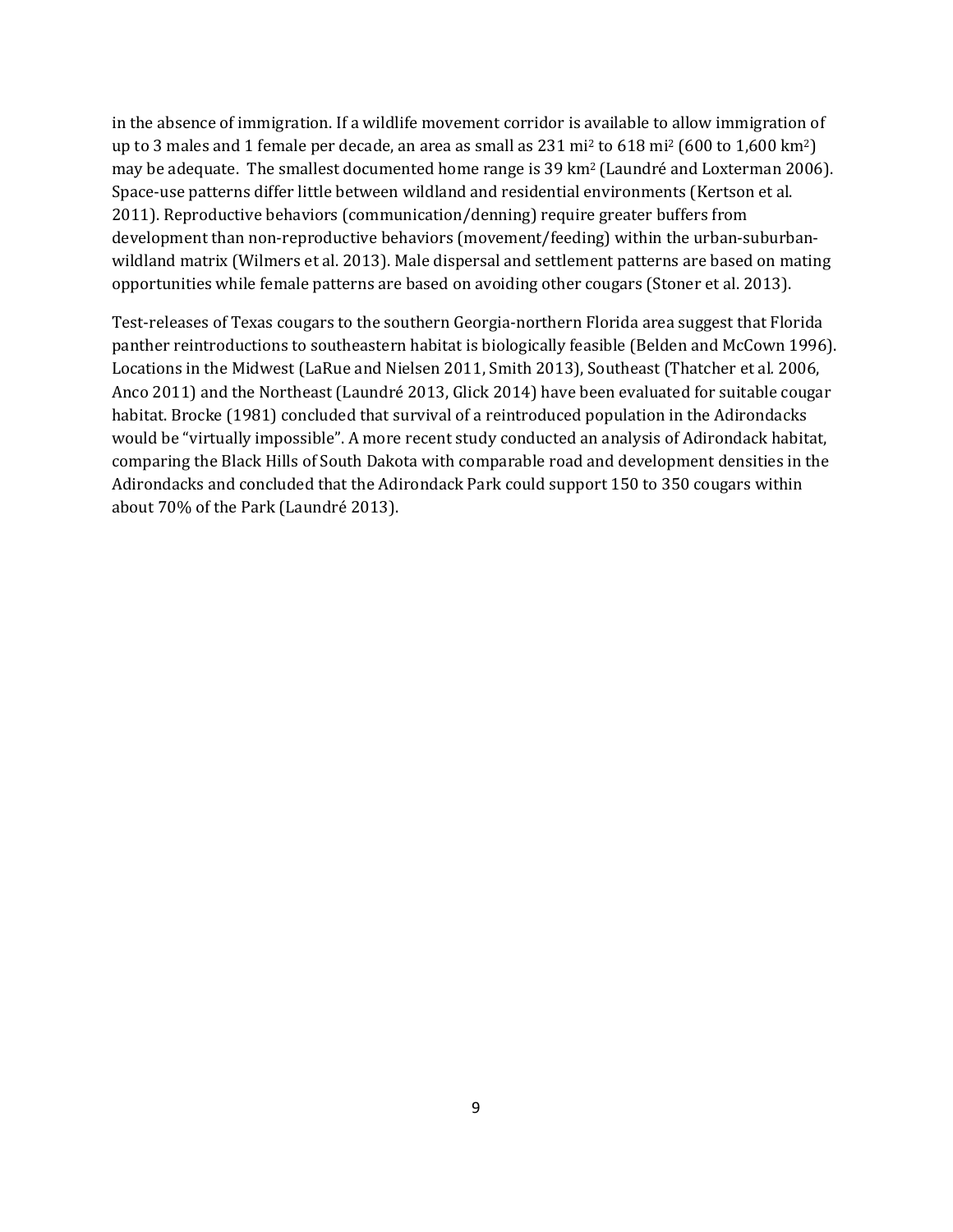in the absence of immigration. If a wildlife movement corridor is available to allow immigration of up to 3 males and 1 female per decade, an area as small as 231 $mi^2$ to 618 $mi^2$ (600 to 1,600 $km^2$) may be adequate. The smallest documented home range is 39 $km^2$ (Laundré and Loxterman 2006). Space-use patterns differ little between wildland and residential environments (Kertson et al. 2011). Reproductive behaviors (communication/denning) require greater buffers from development than non-reproductive behaviors (movement/feeding) within the urban-suburban-wildland matrix (Wilmers et al. 2013). Male dispersal and settlement patterns are based on mating opportunities while female patterns are based on avoiding other cougars (Stoner et al. 2013).

Test-releases of Texas cougars to the southern Georgia-northern Florida area suggest that Florida panther reintroductions to southeastern habitat is biologically feasible (Belden and McCown 1996). Locations in the Midwest (LaRue and Nielsen 2011, Smith 2013), Southeast (Thatcher et al. 2006, Anco 2011) and the Northeast (Laundré 2013, Glick 2014) have been evaluated for suitable cougar habitat. Brocke (1981) concluded that survival of a reintroduced population in the Adirondacks would be "virtually impossible". A more recent study conducted an analysis of Adirondack habitat, comparing the Black Hills of South Dakota with comparable road and development densities in the Adirondacks and concluded that the Adirondack Park could support 150 to 350 cougars within about 70% of the Park (Laundré 2013).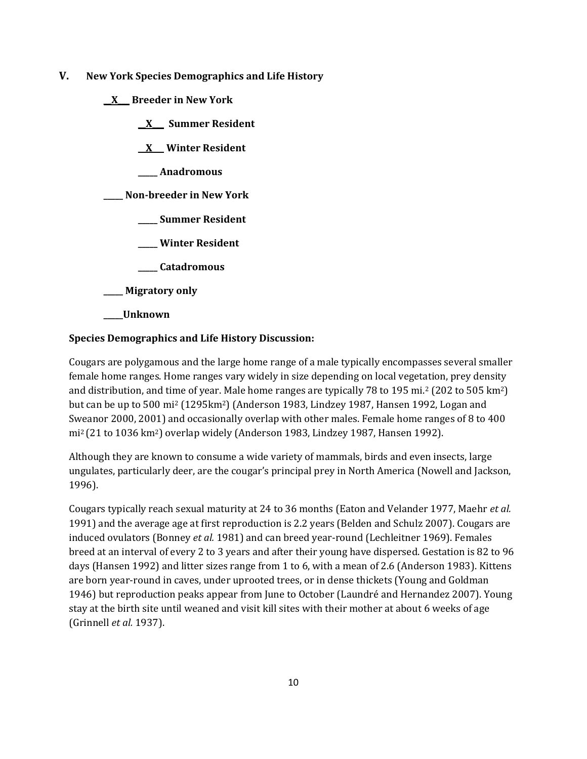## V. New York Species Demographics and Life History

__X__ **Breeder in New York**

__X__ **Summer Resident**

__X__ **Winter Resident**

_____ **Anadromous**

_____ **Non-breeder in New York**

_____ **Summer Resident**

_____ **Winter Resident**

_____ **Catadromous**

_____ **Migratory only**

_____**Unknown**

**Species Demographics and Life History Discussion:**

Cougars are polygamous and the large home range of a male typically encompasses several smaller female home ranges. Home ranges vary widely in size depending on local vegetation, prey density and distribution, and time of year. Male home ranges are typically 78 to 195 $mi.^2$ (202 to 505 $km^2$) but can be up to 500 $mi^2$ (1295$km^2$) (Anderson 1983, Lindzey 1987, Hansen 1992, Logan and Sweanor 2000, 2001) and occasionally overlap with other males. Female home ranges of 8 to 400 $mi^2$ (21 to 1036 $km^2$) overlap widely (Anderson 1983, Lindzey 1987, Hansen 1992).

Although they are known to consume a wide variety of mammals, birds and even insects, large ungulates, particularly deer, are the cougar's principal prey in North America (Nowell and Jackson, 1996).

Cougars typically reach sexual maturity at 24 to 36 months (Eaton and Velander 1977, Maehr *et al.* 1991) and the average age at first reproduction is 2.2 years (Belden and Schulz 2007). Cougars are induced ovulators (Bonney *et al.* 1981) and can breed year-round (Lechleitner 1969). Females breed at an interval of every 2 to 3 years and after their young have dispersed. Gestation is 82 to 96 days (Hansen 1992) and litter sizes range from 1 to 6, with a mean of 2.6 (Anderson 1983). Kittens are born year-round in caves, under uprooted trees, or in dense thickets (Young and Goldman 1946) but reproduction peaks appear from June to October (Laundré and Hernandez 2007). Young stay at the birth site until weaned and visit kill sites with their mother at about 6 weeks of age (Grinnell *et al.* 1937).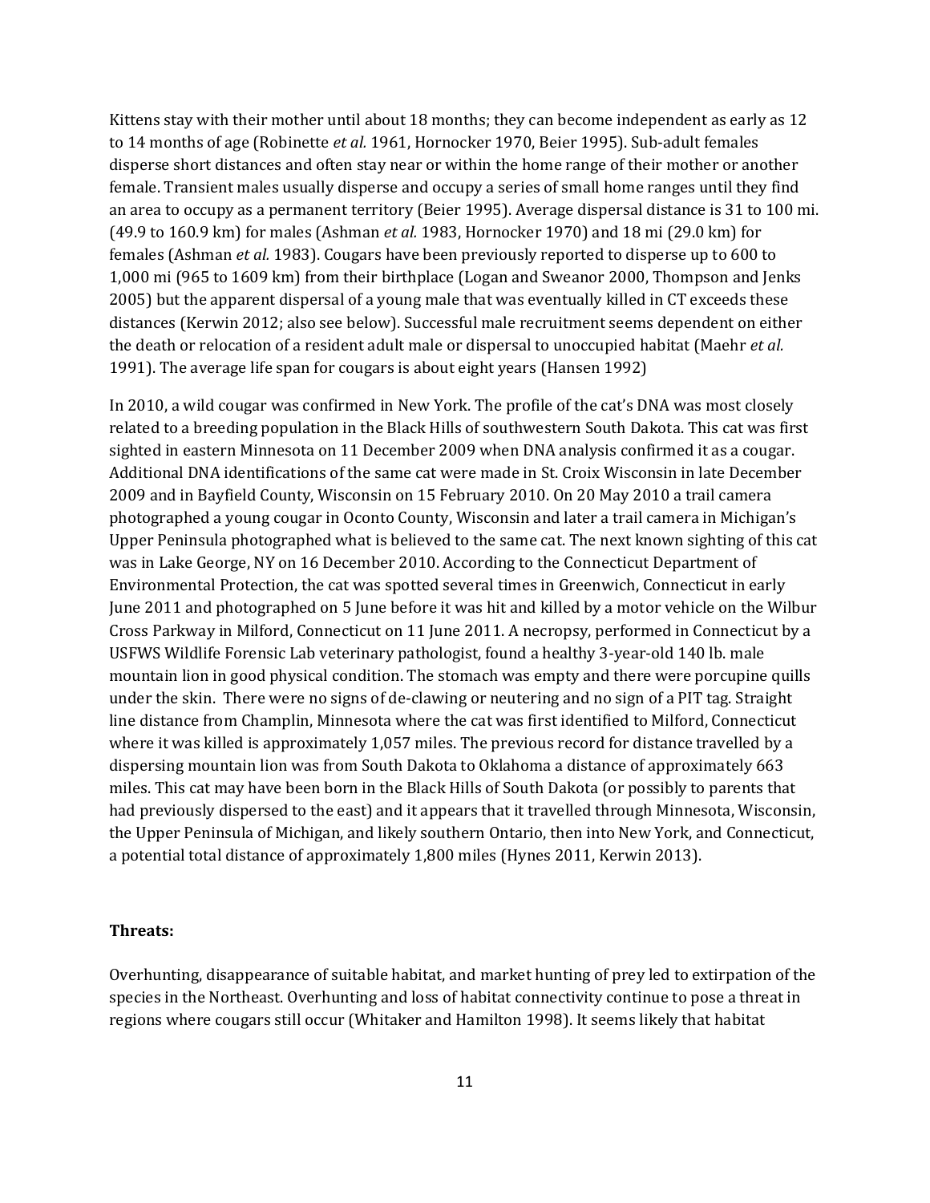Kittens stay with their mother until about 18 months; they can become independent as early as 12 to 14 months of age (Robinette *et al.* 1961, Hornocker 1970, Beier 1995). Sub-adult females disperse short distances and often stay near or within the home range of their mother or another female. Transient males usually disperse and occupy a series of small home ranges until they find an area to occupy as a permanent territory (Beier 1995). Average dispersal distance is 31 to 100 mi. (49.9 to 160.9 km) for males (Ashman *et al.* 1983, Hornocker 1970) and 18 mi (29.0 km) for females (Ashman *et al.* 1983). Cougars have been previously reported to disperse up to 600 to 1,000 mi (965 to 1609 km) from their birthplace (Logan and Sweanor 2000, Thompson and Jenks 2005) but the apparent dispersal of a young male that was eventually killed in CT exceeds these distances (Kerwin 2012; also see below). Successful male recruitment seems dependent on either the death or relocation of a resident adult male or dispersal to unoccupied habitat (Maehr *et al.* 1991). The average life span for cougars is about eight years (Hansen 1992)

In 2010, a wild cougar was confirmed in New York. The profile of the cat's DNA was most closely related to a breeding population in the Black Hills of southwestern South Dakota. This cat was first sighted in eastern Minnesota on 11 December 2009 when DNA analysis confirmed it as a cougar. Additional DNA identifications of the same cat were made in St. Croix Wisconsin in late December 2009 and in Bayfield County, Wisconsin on 15 February 2010. On 20 May 2010 a trail camera photographed a young cougar in Oconto County, Wisconsin and later a trail camera in Michigan's Upper Peninsula photographed what is believed to the same cat. The next known sighting of this cat was in Lake George, NY on 16 December 2010. According to the Connecticut Department of Environmental Protection, the cat was spotted several times in Greenwich, Connecticut in early June 2011 and photographed on 5 June before it was hit and killed by a motor vehicle on the Wilbur Cross Parkway in Milford, Connecticut on 11 June 2011. A necropsy, performed in Connecticut by a USFWS Wildlife Forensic Lab veterinary pathologist, found a healthy 3-year-old 140 lb. male mountain lion in good physical condition. The stomach was empty and there were porcupine quills under the skin. There were no signs of de-clawing or neutering and no sign of a PIT tag. Straight line distance from Champlin, Minnesota where the cat was first identified to Milford, Connecticut where it was killed is approximately 1,057 miles. The previous record for distance travelled by a dispersing mountain lion was from South Dakota to Oklahoma a distance of approximately 663 miles. This cat may have been born in the Black Hills of South Dakota (or possibly to parents that had previously dispersed to the east) and it appears that it travelled through Minnesota, Wisconsin, the Upper Peninsula of Michigan, and likely southern Ontario, then into New York, and Connecticut, a potential total distance of approximately 1,800 miles (Hynes 2011, Kerwin 2013).

**Threats:**

Overhunting, disappearance of suitable habitat, and market hunting of prey led to extirpation of the species in the Northeast. Overhunting and loss of habitat connectivity continue to pose a threat in regions where cougars still occur (Whitaker and Hamilton 1998). It seems likely that habitat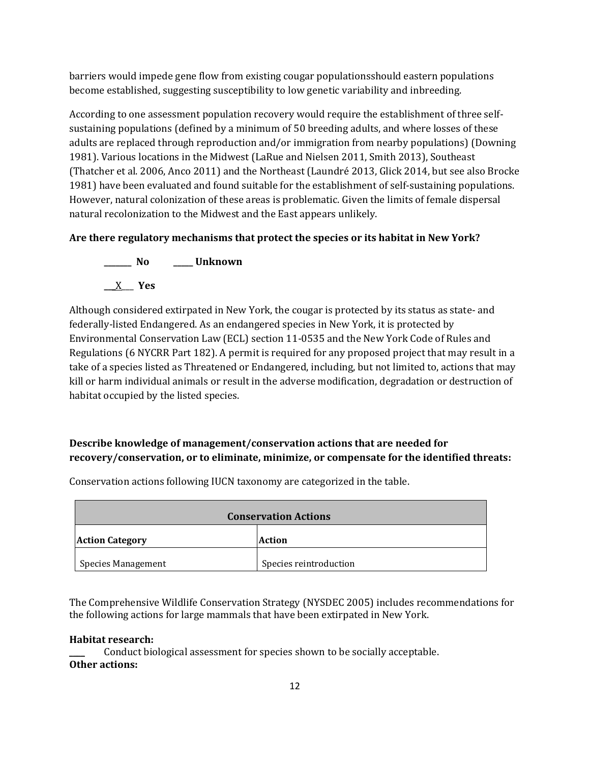barriers would impede gene flow from existing cougar populationsshould eastern populations become established, suggesting susceptibility to low genetic variability and inbreeding.

According to one assessment population recovery would require the establishment of three self-sustaining populations (defined by a minimum of 50 breeding adults, and where losses of these adults are replaced through reproduction and/or immigration from nearby populations) (Downing 1981). Various locations in the Midwest (LaRue and Nielsen 2011, Smith 2013), Southeast (Thatcher et al. 2006, Anco 2011) and the Northeast (Laundré 2013, Glick 2014, but see also Brocke 1981) have been evaluated and found suitable for the establishment of self-sustaining populations. However, natural colonization of these areas is problematic. Given the limits of female dispersal natural recolonization to the Midwest and the East appears unlikely.

**Are there regulatory mechanisms that protect the species or its habitat in New York?**

_______ **No** _____ **Unknown**

\_\_X\_\_ **Yes**

Although considered extirpated in New York, the cougar is protected by its status as state- and federally-listed Endangered. As an endangered species in New York, it is protected by Environmental Conservation Law (ECL) section 11-0535 and the New York Code of Rules and Regulations (6 NYCRR Part 182). A permit is required for any proposed project that may result in a take of a species listed as Threatened or Endangered, including, but not limited to, actions that may kill or harm individual animals or result in the adverse modification, degradation or destruction of habitat occupied by the listed species.

**Describe knowledge of management/conservation actions that are needed for recovery/conservation, or to eliminate, minimize, or compensate for the identified threats:**

Conservation actions following IUCN taxonomy are categorized in the table.

| **Conservation Actions** | |
|---|---|
| **Action Category** | **Action** |
| Species Management | Species reintroduction |

The Comprehensive Wildlife Conservation Strategy (NYSDEC 2005) includes recommendations for the following actions for large mammals that have been extirpated in New York.

**Habitat research:**

____ Conduct biological assessment for species shown to be socially acceptable.

**Other actions:**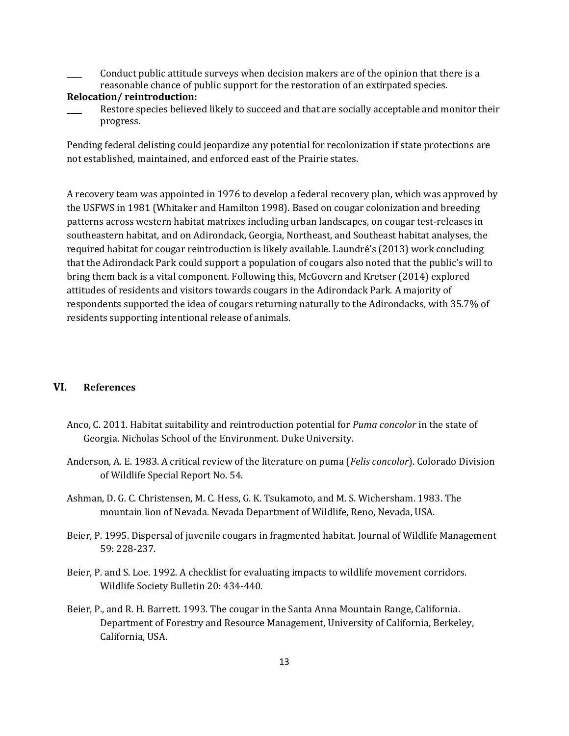____ Conduct public attitude surveys when decision makers are of the opinion that there is a reasonable chance of public support for the restoration of an extirpated species.

**Relocation/ reintroduction:**

____ Restore species believed likely to succeed and that are socially acceptable and monitor their progress.

Pending federal delisting could jeopardize any potential for recolonization if state protections are not established, maintained, and enforced east of the Prairie states.

A recovery team was appointed in 1976 to develop a federal recovery plan, which was approved by the USFWS in 1981 (Whitaker and Hamilton 1998). Based on cougar colonization and breeding patterns across western habitat matrixes including urban landscapes, on cougar test-releases in southeastern habitat, and on Adirondack, Georgia, Northeast, and Southeast habitat analyses, the required habitat for cougar reintroduction is likely available. Laundré's (2013) work concluding that the Adirondack Park could support a population of cougars also noted that the public's will to bring them back is a vital component. Following this, McGovern and Kretser (2014) explored attitudes of residents and visitors towards cougars in the Adirondack Park. A majority of respondents supported the idea of cougars returning naturally to the Adirondacks, with 35.7% of residents supporting intentional release of animals.

## VI. References

Anco, C. 2011. Habitat suitability and reintroduction potential for *Puma concolor* in the state of Georgia. Nicholas School of the Environment. Duke University.

Anderson, A. E. 1983. A critical review of the literature on puma (*Felis concolor*). Colorado Division of Wildlife Special Report No. 54.

Ashman, D. G. C. Christensen, M. C. Hess, G. K. Tsukamoto, and M. S. Wichersham. 1983. The mountain lion of Nevada. Nevada Department of Wildlife, Reno, Nevada, USA.

Beier, P. 1995. Dispersal of juvenile cougars in fragmented habitat. Journal of Wildlife Management 59: 228-237.

Beier, P. and S. Loe. 1992. A checklist for evaluating impacts to wildlife movement corridors. Wildlife Society Bulletin 20: 434-440.

Beier, P., and R. H. Barrett. 1993. The cougar in the Santa Anna Mountain Range, California. Department of Forestry and Resource Management, University of California, Berkeley, California, USA.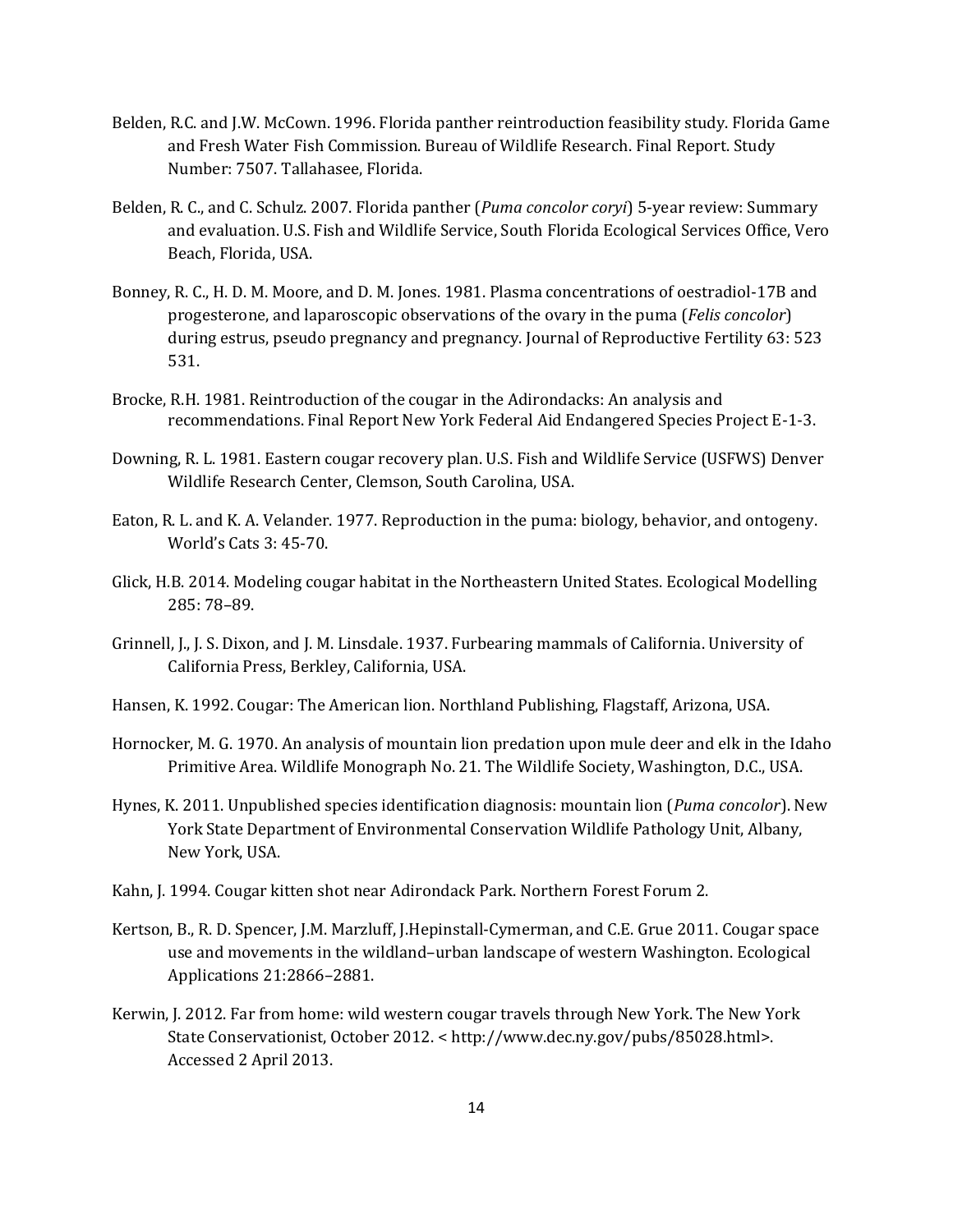Belden, R.C. and J.W. McCown. 1996. Florida panther reintroduction feasibility study. Florida Game and Fresh Water Fish Commission. Bureau of Wildlife Research. Final Report. Study Number: 7507. Tallahasee, Florida.

Belden, R. C., and C. Schulz. 2007. Florida panther (*Puma concolor coryi*) 5-year review: Summary and evaluation. U.S. Fish and Wildlife Service, South Florida Ecological Services Office, Vero Beach, Florida, USA.

Bonney, R. C., H. D. M. Moore, and D. M. Jones. 1981. Plasma concentrations of oestradiol-17B and progesterone, and laparoscopic observations of the ovary in the puma (*Felis concolor*) during estrus, pseudo pregnancy and pregnancy. Journal of Reproductive Fertility 63: 523 531.

Brocke, R.H. 1981. Reintroduction of the cougar in the Adirondacks: An analysis and recommendations. Final Report New York Federal Aid Endangered Species Project E-1-3.

Downing, R. L. 1981. Eastern cougar recovery plan. U.S. Fish and Wildlife Service (USFWS) Denver Wildlife Research Center, Clemson, South Carolina, USA.

Eaton, R. L. and K. A. Velander. 1977. Reproduction in the puma: biology, behavior, and ontogeny. World's Cats 3: 45-70.

Glick, H.B. 2014. Modeling cougar habitat in the Northeastern United States. Ecological Modelling 285: 78–89.

Grinnell, J., J. S. Dixon, and J. M. Linsdale. 1937. Furbearing mammals of California. University of California Press, Berkley, California, USA.

Hansen, K. 1992. Cougar: The American lion. Northland Publishing, Flagstaff, Arizona, USA.

Hornocker, M. G. 1970. An analysis of mountain lion predation upon mule deer and elk in the Idaho Primitive Area. Wildlife Monograph No. 21. The Wildlife Society, Washington, D.C., USA.

Hynes, K. 2011. Unpublished species identification diagnosis: mountain lion (*Puma concolor*). New York State Department of Environmental Conservation Wildlife Pathology Unit, Albany, New York, USA.

Kahn, J. 1994. Cougar kitten shot near Adirondack Park. Northern Forest Forum 2.

Kertson, B., R. D. Spencer, J.M. Marzluff, J.Hepinstall-Cymerman, and C.E. Grue 2011. Cougar space use and movements in the wildland–urban landscape of western Washington. Ecological Applications 21:2866–2881.

Kerwin, J. 2012. Far from home: wild western cougar travels through New York. The New York State Conservationist, October 2012. < http://www.dec.ny.gov/pubs/85028.html>. Accessed 2 April 2013.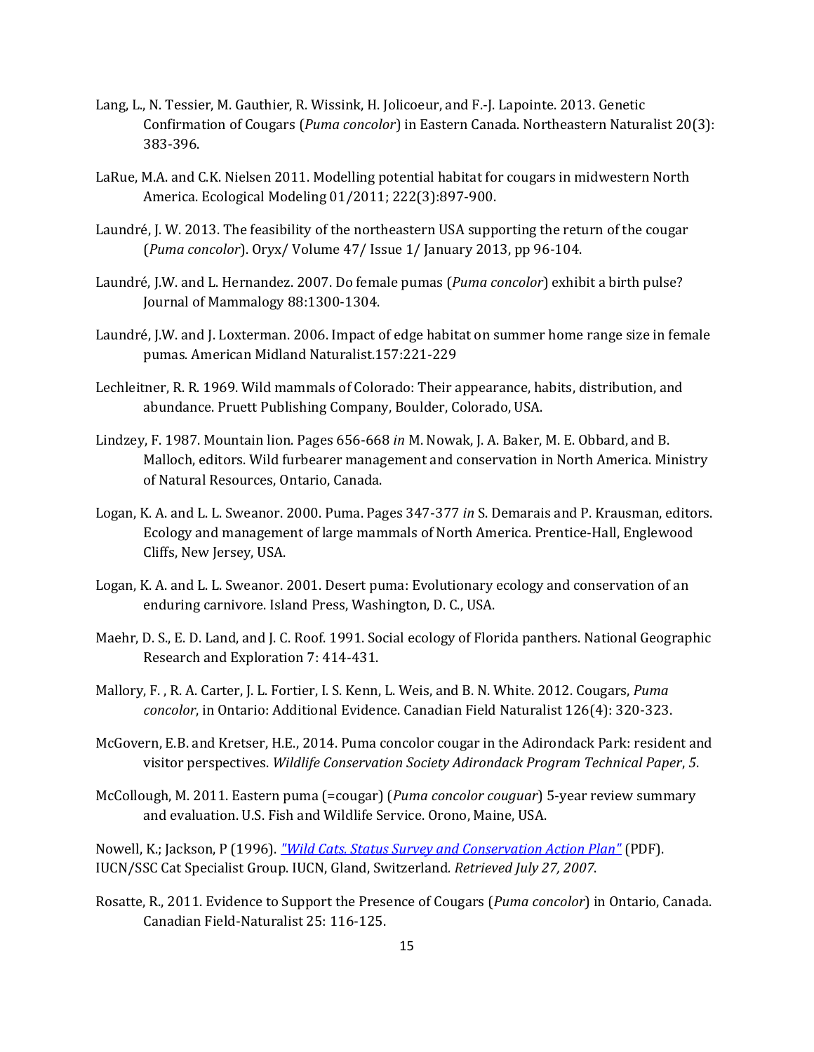Lang, L., N. Tessier, M. Gauthier, R. Wissink, H. Jolicoeur, and F.-J. Lapointe. 2013. Genetic Confirmation of Cougars (*Puma concolor*) in Eastern Canada. Northeastern Naturalist 20(3): 383-396.

LaRue, M.A. and C.K. Nielsen 2011. Modelling potential habitat for cougars in midwestern North America. Ecological Modeling 01/2011; 222(3):897-900.

Laundré, J. W. 2013. The feasibility of the northeastern USA supporting the return of the cougar (*Puma concolor*). Oryx/ Volume 47/ Issue 1/ January 2013, pp 96-104.

Laundré, J.W. and L. Hernandez. 2007. Do female pumas (*Puma concolor*) exhibit a birth pulse? Journal of Mammalogy 88:1300-1304.

Laundré, J.W. and J. Loxterman. 2006. Impact of edge habitat on summer home range size in female pumas. American Midland Naturalist.157:221-229

Lechleitner, R. R. 1969. Wild mammals of Colorado: Their appearance, habits, distribution, and abundance. Pruett Publishing Company, Boulder, Colorado, USA.

Lindzey, F. 1987. Mountain lion. Pages 656-668 *in* M. Nowak, J. A. Baker, M. E. Obbard, and B. Malloch, editors. Wild furbearer management and conservation in North America. Ministry of Natural Resources, Ontario, Canada.

Logan, K. A. and L. L. Sweanor. 2000. Puma. Pages 347-377 *in* S. Demarais and P. Krausman, editors. Ecology and management of large mammals of North America. Prentice-Hall, Englewood Cliffs, New Jersey, USA.

Logan, K. A. and L. L. Sweanor. 2001. Desert puma: Evolutionary ecology and conservation of an enduring carnivore. Island Press, Washington, D. C., USA.

Maehr, D. S., E. D. Land, and J. C. Roof. 1991. Social ecology of Florida panthers. National Geographic Research and Exploration 7: 414-431.

Mallory, F. , R. A. Carter, J. L. Fortier, I. S. Kenn, L. Weis, and B. N. White. 2012. Cougars, *Puma concolor*, in Ontario: Additional Evidence. Canadian Field Naturalist 126(4): 320-323.

McGovern, E.B. and Kretser, H.E., 2014. Puma concolor cougar in the Adirondack Park: resident and visitor perspectives. *Wildlife Conservation Society Adirondack Program Technical Paper*, *5*.

McCollough, M. 2011. Eastern puma (=cougar) (*Puma concolor couguar*) 5-year review summary and evaluation. U.S. Fish and Wildlife Service. Orono, Maine, USA.

Nowell, K.; Jackson, P (1996). *"Wild Cats. Status Survey and Conservation Action Plan"* (PDF). IUCN/SSC Cat Specialist Group. IUCN, Gland, Switzerland. *Retrieved July 27, 2007*.

Rosatte, R., 2011. Evidence to Support the Presence of Cougars (*Puma concolor*) in Ontario, Canada. Canadian Field-Naturalist 25: 116-125.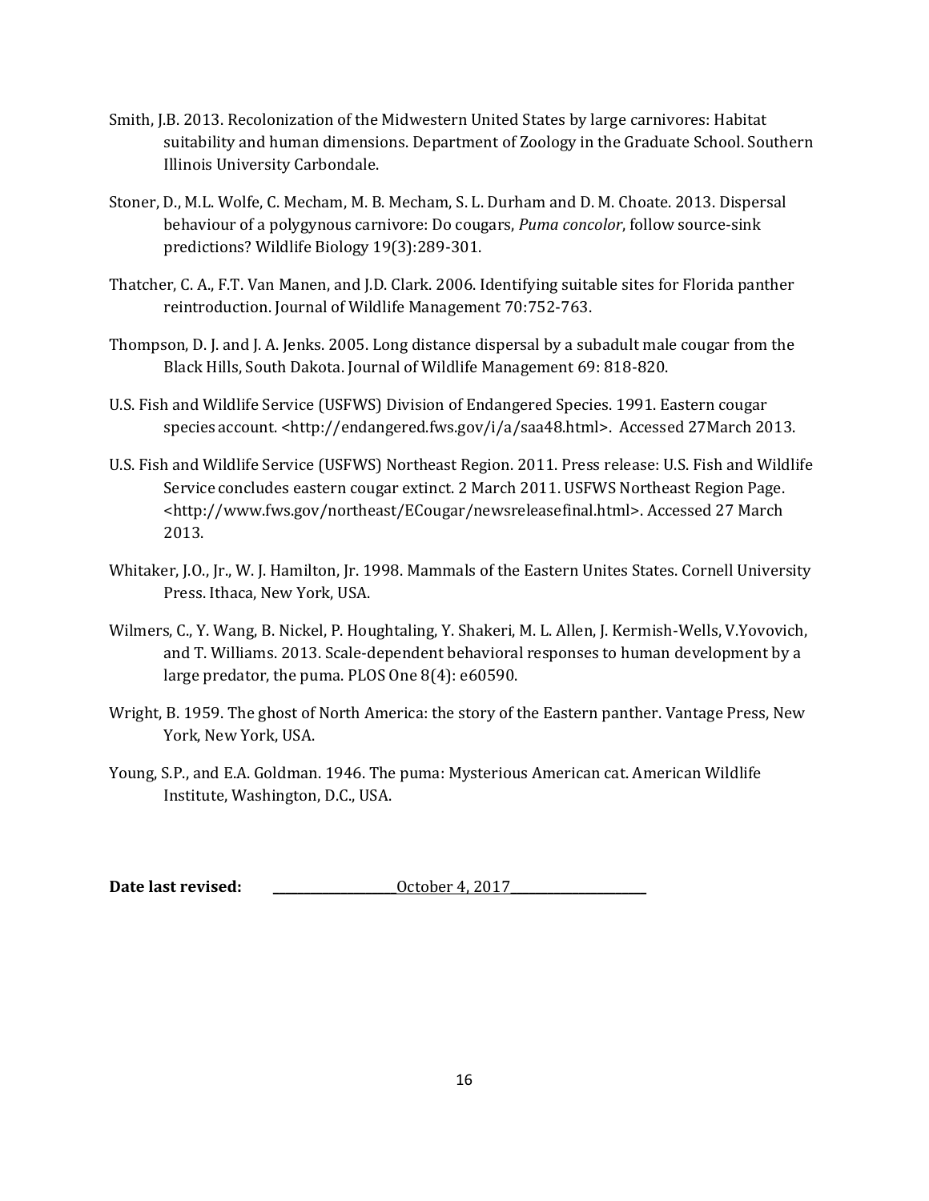Smith, J.B. 2013. Recolonization of the Midwestern United States by large carnivores: Habitat suitability and human dimensions. Department of Zoology in the Graduate School. Southern Illinois University Carbondale.

Stoner, D., M.L. Wolfe, C. Mecham, M. B. Mecham, S. L. Durham and D. M. Choate. 2013. Dispersal behaviour of a polygynous carnivore: Do cougars, *Puma concolor*, follow source-sink predictions? Wildlife Biology 19(3):289-301.

Thatcher, C. A., F.T. Van Manen, and J.D. Clark. 2006. Identifying suitable sites for Florida panther reintroduction. Journal of Wildlife Management 70:752-763.

Thompson, D. J. and J. A. Jenks. 2005. Long distance dispersal by a subadult male cougar from the Black Hills, South Dakota. Journal of Wildlife Management 69: 818-820.

U.S. Fish and Wildlife Service (USFWS) Division of Endangered Species. 1991. Eastern cougar species account. <http://endangered.fws.gov/i/a/saa48.html>. Accessed 27March 2013.

U.S. Fish and Wildlife Service (USFWS) Northeast Region. 2011. Press release: U.S. Fish and Wildlife Service concludes eastern cougar extinct. 2 March 2011. USFWS Northeast Region Page. <http://www.fws.gov/northeast/ECougar/newsreleasefinal.html>. Accessed 27 March 2013.

Whitaker, J.O., Jr., W. J. Hamilton, Jr. 1998. Mammals of the Eastern Unites States. Cornell University Press. Ithaca, New York, USA.

Wilmers, C., Y. Wang, B. Nickel, P. Houghtaling, Y. Shakeri, M. L. Allen, J. Kermish-Wells, V.Yovovich, and T. Williams. 2013. Scale-dependent behavioral responses to human development by a large predator, the puma. PLOS One 8(4): e60590.

Wright, B. 1959. The ghost of North America: the story of the Eastern panther. Vantage Press, New York, New York, USA.

Young, S.P., and E.A. Goldman. 1946. The puma: Mysterious American cat. American Wildlife Institute, Washington, D.C., USA.

**Date last revised:** October 4, 2017